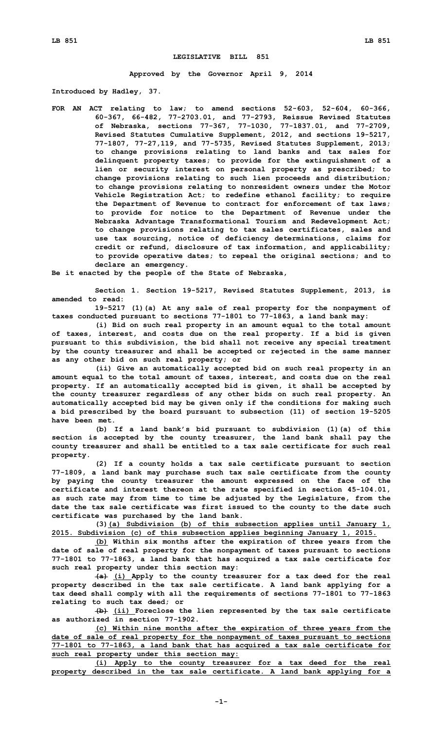# LEGISLATIVE BILL 851

**Approved by the Governor April 9, 2014**

**Introduced by Hadley, 37.**

**FOR AN ACT relating to law; to amend sections 52-603, 52-604, 60-366, 60-367, 66-482, 77-2703.01, and 77-2793, Reissue Revised Statutes of Nebraska, sections 77-367, 77-1030, 77-1837.01, and 77-2709, Revised Statutes Cumulative Supplement, 2012, and sections 19-5217, 77-1807, 77-27,119, and 77-5735, Revised Statutes Supplement, 2013; to change provisions relating to land banks and tax sales for delinquent property taxes; to provide for the extinguishment of a lien or security interest on personal property as prescribed; to change provisions relating to such lien proceeds and distribution; to change provisions relating to nonresident owners under the Motor Vehicle Registration Act; to redefine ethanol facility; to require the Department of Revenue to contract for enforcement of tax laws; to provide for notice to the Department of Revenue under the Nebraska Advantage Transformational Tourism and Redevelopment Act; to change provisions relating to tax sales certificates, sales and use tax sourcing, notice of deficiency determinations, claims for credit or refund, disclosure of tax information, and applicability; to provide operative dates; to repeal the original sections; and to declare an emergency.**

**Be it enacted by the people of the State of Nebraska,**

**Section 1. Section 19-5217, Revised Statutes Supplement, 2013, is amended to read:**

**19-5217 (1)(a) At any sale of real property for the nonpayment of taxes conducted pursuant to sections 77-1801 to 77-1863, a land bank may:**

**(i) Bid on such real property in an amount equal to the total amount of taxes, interest, and costs due on the real property. If a bid is given pursuant to this subdivision, the bid shall not receive any special treatment by the county treasurer and shall be accepted or rejected in the same manner as any other bid on such real property; or**

**(ii) Give an automatically accepted bid on such real property in an amount equal to the total amount of taxes, interest, and costs due on the real property. If an automatically accepted bid is given, it shall be accepted by the county treasurer regardless of any other bids on such real property. An automatically accepted bid may be given only if the conditions for making such a bid prescribed by the board pursuant to subsection (11) of section 19-5205 have been met.**

**(b) If a land bank's bid pursuant to subdivision (1)(a) of this section is accepted by the county treasurer, the land bank shall pay the county treasurer and shall be entitled to a tax sale certificate for such real property.**

**(2) If a county holds a tax sale certificate pursuant to section 77-1809, a land bank may purchase such tax sale certificate from the county by paying the county treasurer the amount expressed on the face of the certificate and interest thereon at the rate specified in section 45-104.01, as such rate may from time to time be adjusted by the Legislature, from the date the tax sale certificate was first issued to the county to the date such certificate was purchased by the land bank.**

**(3)<u>(a) Subdivision (b) of this subsection applies until January 1, 2015. Subdivision (c) of this subsection applies beginning January 1, 2015.</u>**

**<u>(b)</u> Within six months after the expiration of three years from the date of sale of real property for the nonpayment of taxes pursuant to sections 77-1801 to 77-1863, a land bank that has acquired a tax sale certificate for such real property under this section may:**

**~~(a)~~ <u>(i)</u> Apply to the county treasurer for a tax deed for the real property described in the tax sale certificate. A land bank applying for a tax deed shall comply with all the requirements of sections 77-1801 to 77-1863 relating to such tax deed; or**

**~~(b)~~ <u>(ii)</u> Foreclose the lien represented by the tax sale certificate as authorized in section 77-1902.**

**<u>(c) Within nine months after the expiration of three years from the date of sale of real property for the nonpayment of taxes pursuant to sections 77-1801 to 77-1863, a land bank that has acquired a tax sale certificate for such real property under this section may:</u>**

**<u>(i) Apply to the county treasurer for a tax deed for the real property described in the tax sale certificate. A land bank applying for a</u>**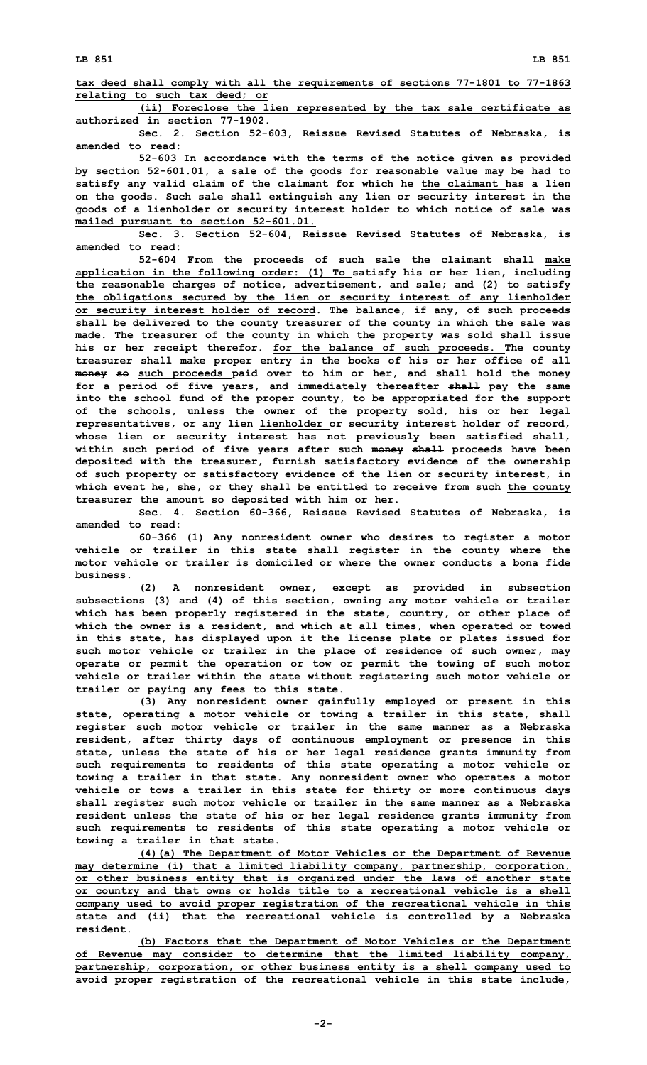tax deed shall comply with all the requirements of sections 77-1801 to 77-1863 relating to such tax deed; or

(ii) Foreclose the lien represented by the tax sale certificate as authorized in section 77-1902.

Sec. 2. Section 52-603, Reissue Revised Statutes of Nebraska, is amended to read:

52-603 In accordance with the terms of the notice given as provided by section 52-601.01, a sale of the goods for reasonable value may be had to satisfy any valid claim of the claimant for which he the claimant has a lien on the goods. Such sale shall extinguish any lien or security interest in the goods of a lienholder or security interest holder to which notice of sale was mailed pursuant to section 52-601.01.

Sec. 3. Section 52-604, Reissue Revised Statutes of Nebraska, is amended to read:

52-604 From the proceeds of such sale the claimant shall make application in the following order: (1) To satisfy his or her lien, including the reasonable charges of notice, advertisement, and sale; and (2) to satisfy the obligations secured by the lien or security interest of any lienholder or security interest holder of record. The balance, if any, of such proceeds shall be delivered to the county treasurer of the county in which the sale was made. The treasurer of the county in which the property was sold shall issue his or her receipt therefor. for the balance of such proceeds. The county treasurer shall make proper entry in the books of his or her office of all money so such proceeds paid over to him or her, and shall hold the money for a period of five years, and immediately thereafter shall pay the same into the school fund of the proper county, to be appropriated for the support of the schools, unless the owner of the property sold, his or her legal representatives, or any lien lienholder or security interest holder of record, whose lien or security interest has not previously been satisfied shall, within such period of five years after such money shall proceeds have been deposited with the treasurer, furnish satisfactory evidence of the ownership of such property or satisfactory evidence of the lien or security interest, in which event he, she, or they shall be entitled to receive from such the county treasurer the amount so deposited with him or her.

Sec. 4. Section 60-366, Reissue Revised Statutes of Nebraska, is amended to read:

60-366 (1) Any nonresident owner who desires to register a motor vehicle or trailer in this state shall register in the county where the motor vehicle or trailer is domiciled or where the owner conducts a bona fide business.

(2) A nonresident owner, except as provided in subsection subsections (3) and (4) of this section, owning any motor vehicle or trailer which has been properly registered in the state, country, or other place of which the owner is a resident, and which at all times, when operated or towed in this state, has displayed upon it the license plate or plates issued for such motor vehicle or trailer in the place of residence of such owner, may operate or permit the operation or tow or permit the towing of such motor vehicle or trailer within the state without registering such motor vehicle or trailer or paying any fees to this state.

(3) Any nonresident owner gainfully employed or present in this state, operating a motor vehicle or towing a trailer in this state, shall register such motor vehicle or trailer in the same manner as a Nebraska resident, after thirty days of continuous employment or presence in this state, unless the state of his or her legal residence grants immunity from such requirements to residents of this state operating a motor vehicle or towing a trailer in that state. Any nonresident owner who operates a motor vehicle or tows a trailer in this state for thirty or more continuous days shall register such motor vehicle or trailer in the same manner as a Nebraska resident unless the state of his or her legal residence grants immunity from such requirements to residents of this state operating a motor vehicle or towing a trailer in that state.

(4)(a) The Department of Motor Vehicles or the Department of Revenue may determine (i) that a limited liability company, partnership, corporation, or other business entity that is organized under the laws of another state or country and that owns or holds title to a recreational vehicle is a shell company used to avoid proper registration of the recreational vehicle in this state and (ii) that the recreational vehicle is controlled by a Nebraska resident.

(b) Factors that the Department of Motor Vehicles or the Department of Revenue may consider to determine that the limited liability company, partnership, corporation, or other business entity is a shell company used to avoid proper registration of the recreational vehicle in this state include,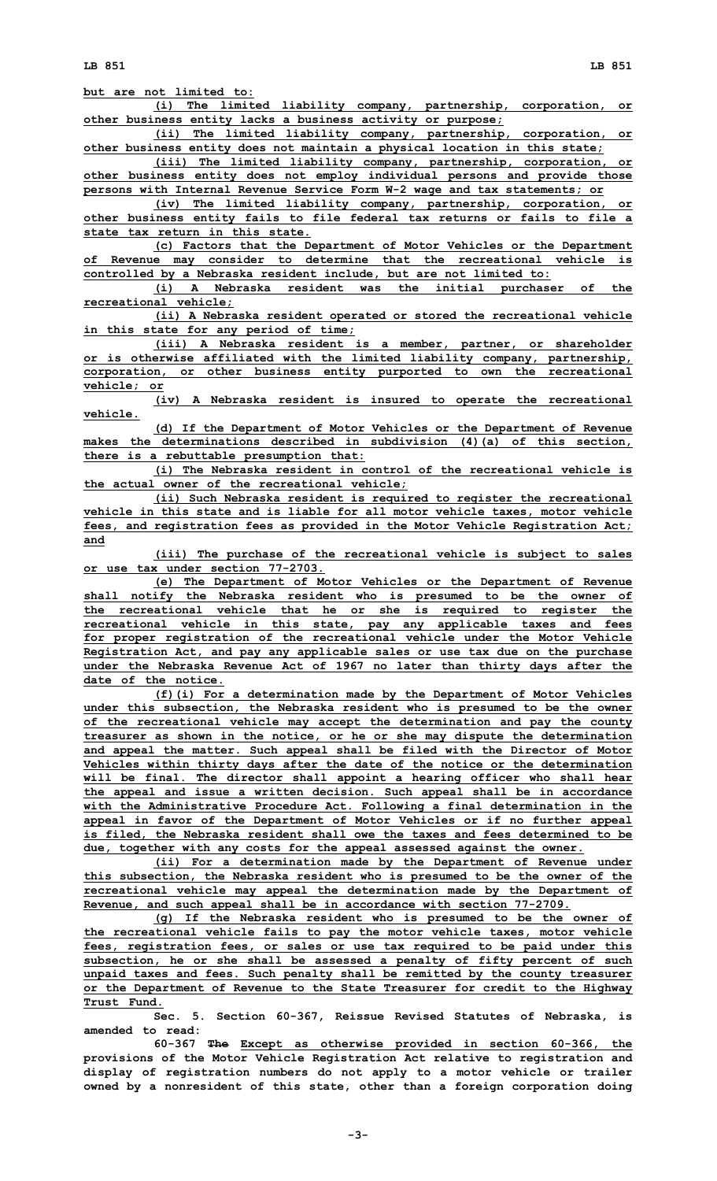but are not limited to:

(i) The limited liability company, partnership, corporation, or other business entity lacks a business activity or purpose;

(ii) The limited liability company, partnership, corporation, or other business entity does not maintain a physical location in this state;

(iii) The limited liability company, partnership, corporation, or other business entity does not employ individual persons and provide those persons with Internal Revenue Service Form W-2 wage and tax statements; or

(iv) The limited liability company, partnership, corporation, or other business entity fails to file federal tax returns or fails to file a state tax return in this state.

(c) Factors that the Department of Motor Vehicles or the Department of Revenue may consider to determine that the recreational vehicle is controlled by a Nebraska resident include, but are not limited to:

(i) A Nebraska resident was the initial purchaser of the recreational vehicle;

(ii) A Nebraska resident operated or stored the recreational vehicle in this state for any period of time;

(iii) A Nebraska resident is a member, partner, or shareholder or is otherwise affiliated with the limited liability company, partnership, corporation, or other business entity purported to own the recreational vehicle; or

(iv) A Nebraska resident is insured to operate the recreational vehicle.

(d) If the Department of Motor Vehicles or the Department of Revenue makes the determinations described in subdivision (4)(a) of this section, there is a rebuttable presumption that:

(i) The Nebraska resident in control of the recreational vehicle is the actual owner of the recreational vehicle;

(ii) Such Nebraska resident is required to register the recreational vehicle in this state and is liable for all motor vehicle taxes, motor vehicle fees, and registration fees as provided in the Motor Vehicle Registration Act; and

(iii) The purchase of the recreational vehicle is subject to sales or use tax under section 77-2703.

(e) The Department of Motor Vehicles or the Department of Revenue shall notify the Nebraska resident who is presumed to be the owner of the recreational vehicle that he or she is required to register the recreational vehicle in this state, pay any applicable taxes and fees for proper registration of the recreational vehicle under the Motor Vehicle Registration Act, and pay any applicable sales or use tax due on the purchase under the Nebraska Revenue Act of 1967 no later than thirty days after the date of the notice.

(f)(i) For a determination made by the Department of Motor Vehicles under this subsection, the Nebraska resident who is presumed to be the owner of the recreational vehicle may accept the determination and pay the county treasurer as shown in the notice, or he or she may dispute the determination and appeal the matter. Such appeal shall be filed with the Director of Motor Vehicles within thirty days after the date of the notice or the determination will be final. The director shall appoint a hearing officer who shall hear the appeal and issue a written decision. Such appeal shall be in accordance with the Administrative Procedure Act. Following a final determination in the appeal in favor of the Department of Motor Vehicles or if no further appeal is filed, the Nebraska resident shall owe the taxes and fees determined to be due, together with any costs for the appeal assessed against the owner.

(ii) For a determination made by the Department of Revenue under this subsection, the Nebraska resident who is presumed to be the owner of the recreational vehicle may appeal the determination made by the Department of Revenue, and such appeal shall be in accordance with section 77-2709.

(g) If the Nebraska resident who is presumed to be the owner of the recreational vehicle fails to pay the motor vehicle taxes, motor vehicle fees, registration fees, or sales or use tax required to be paid under this subsection, he or she shall be assessed a penalty of fifty percent of such unpaid taxes and fees. Such penalty shall be remitted by the county treasurer or the Department of Revenue to the State Treasurer for credit to the Highway Trust Fund.

**Sec. 5. Section 60-367, Reissue Revised Statutes of Nebraska, is amended to read:**

**60-367 ~~The~~ Except as otherwise provided in section 60-366, the provisions of the Motor Vehicle Registration Act relative to registration and display of registration numbers do not apply to a motor vehicle or trailer owned by a nonresident of this state, other than a foreign corporation doing**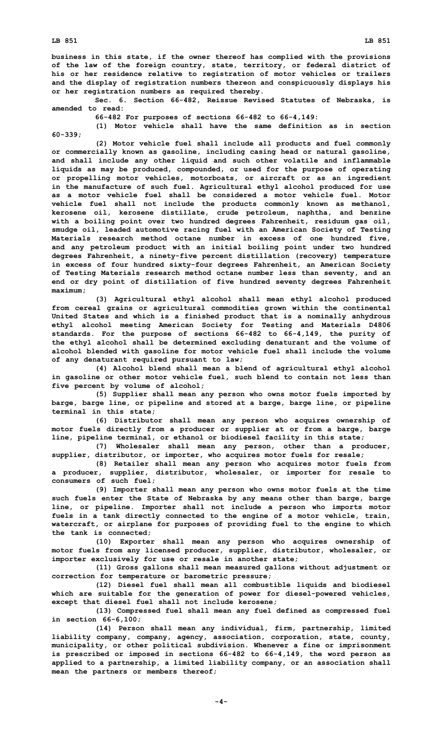business in this state, if the owner thereof has complied with the provisions of the law of the foreign country, state, territory, or federal district of his or her residence relative to registration of motor vehicles or trailers and the display of registration numbers thereon and conspicuously displays his or her registration numbers as required thereby.

Sec. 6. Section 66-482, Reissue Revised Statutes of Nebraska, is amended to read:

66-482 For purposes of sections 66-482 to 66-4,149:

(1) Motor vehicle shall have the same definition as in section 60-339;

(2) Motor vehicle fuel shall include all products and fuel commonly or commercially known as gasoline, including casing head or natural gasoline, and shall include any other liquid and such other volatile and inflammable liquids as may be produced, compounded, or used for the purpose of operating or propelling motor vehicles, motorboats, or aircraft or as an ingredient in the manufacture of such fuel. Agricultural ethyl alcohol produced for use as a motor vehicle fuel shall be considered a motor vehicle fuel. Motor vehicle fuel shall not include the products commonly known as methanol, kerosene oil, kerosene distillate, crude petroleum, naphtha, and benzine with a boiling point over two hundred degrees Fahrenheit, residuum gas oil, smudge oil, leaded automotive racing fuel with an American Society of Testing Materials research method octane number in excess of one hundred five, and any petroleum product with an initial boiling point under two hundred degrees Fahrenheit, a ninety-five percent distillation (recovery) temperature in excess of four hundred sixty-four degrees Fahrenheit, an American Society of Testing Materials research method octane number less than seventy, and an end or dry point of distillation of five hundred seventy degrees Fahrenheit maximum;

(3) Agricultural ethyl alcohol shall mean ethyl alcohol produced from cereal grains or agricultural commodities grown within the continental United States and which is a finished product that is a nominally anhydrous ethyl alcohol meeting American Society for Testing and Materials D4806 standards. For the purpose of sections 66-482 to 66-4,149, the purity of the ethyl alcohol shall be determined excluding denaturant and the volume of alcohol blended with gasoline for motor vehicle fuel shall include the volume of any denaturant required pursuant to law;

(4) Alcohol blend shall mean a blend of agricultural ethyl alcohol in gasoline or other motor vehicle fuel, such blend to contain not less than five percent by volume of alcohol;

(5) Supplier shall mean any person who owns motor fuels imported by barge, barge line, or pipeline and stored at a barge, barge line, or pipeline terminal in this state;

(6) Distributor shall mean any person who acquires ownership of motor fuels directly from a producer or supplier at or from a barge, barge line, pipeline terminal, or ethanol or biodiesel facility in this state;

(7) Wholesaler shall mean any person, other than a producer, supplier, distributor, or importer, who acquires motor fuels for resale;

(8) Retailer shall mean any person who acquires motor fuels from a producer, supplier, distributor, wholesaler, or importer for resale to consumers of such fuel;

(9) Importer shall mean any person who owns motor fuels at the time such fuels enter the State of Nebraska by any means other than barge, barge line, or pipeline. Importer shall not include a person who imports motor fuels in a tank directly connected to the engine of a motor vehicle, train, watercraft, or airplane for purposes of providing fuel to the engine to which the tank is connected;

(10) Exporter shall mean any person who acquires ownership of motor fuels from any licensed producer, supplier, distributor, wholesaler, or importer exclusively for use or resale in another state;

(11) Gross gallons shall mean measured gallons without adjustment or correction for temperature or barometric pressure;

(12) Diesel fuel shall mean all combustible liquids and biodiesel which are suitable for the generation of power for diesel-powered vehicles, except that diesel fuel shall not include kerosene;

(13) Compressed fuel shall mean any fuel defined as compressed fuel in section 66-6,100;

(14) Person shall mean any individual, firm, partnership, limited liability company, company, agency, association, corporation, state, county, municipality, or other political subdivision. Whenever a fine or imprisonment is prescribed or imposed in sections 66-482 to 66-4,149, the word person as applied to a partnership, a limited liability company, or an association shall mean the partners or members thereof;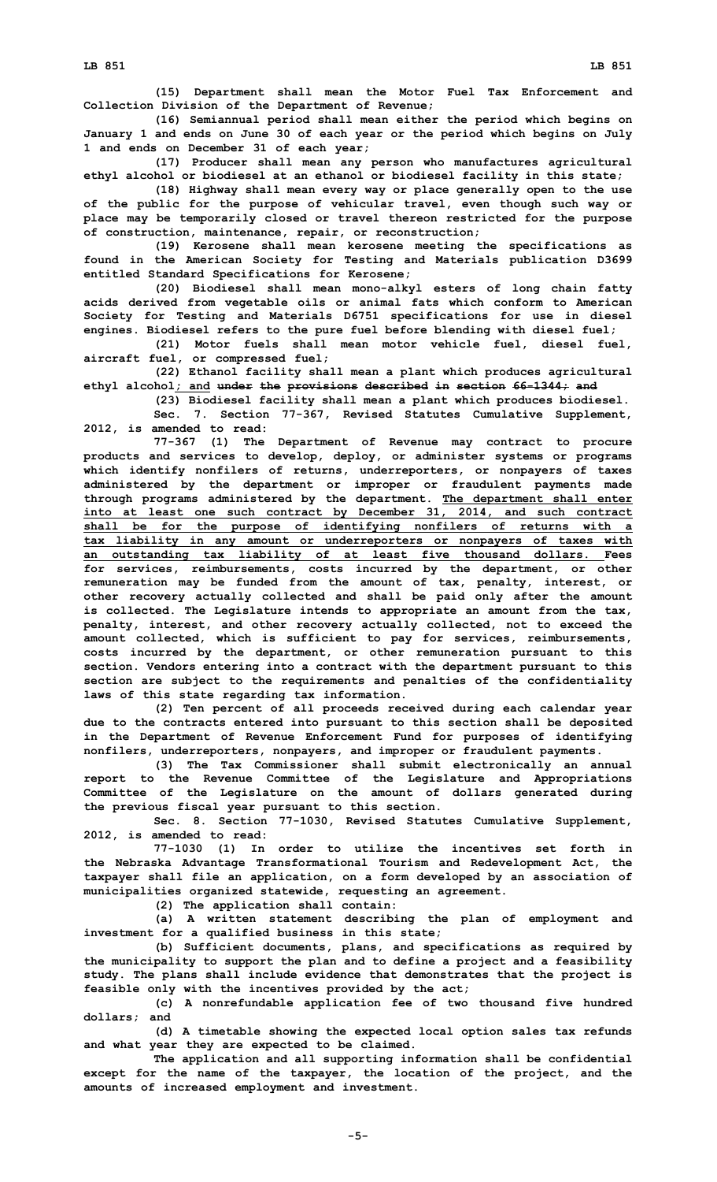(15) Department shall mean the Motor Fuel Tax Enforcement and Collection Division of the Department of Revenue;

(16) Semiannual period shall mean either the period which begins on January 1 and ends on June 30 of each year or the period which begins on July 1 and ends on December 31 of each year;

(17) Producer shall mean any person who manufactures agricultural ethyl alcohol or biodiesel at an ethanol or biodiesel facility in this state;

(18) Highway shall mean every way or place generally open to the use of the public for the purpose of vehicular travel, even though such way or place may be temporarily closed or travel thereon restricted for the purpose of construction, maintenance, repair, or reconstruction;

(19) Kerosene shall mean kerosene meeting the specifications as found in the American Society for Testing and Materials publication D3699 entitled Standard Specifications for Kerosene;

(20) Biodiesel shall mean mono-alkyl esters of long chain fatty acids derived from vegetable oils or animal fats which conform to American Society for Testing and Materials D6751 specifications for use in diesel engines. Biodiesel refers to the pure fuel before blending with diesel fuel;

(21) Motor fuels shall mean motor vehicle fuel, diesel fuel, aircraft fuel, or compressed fuel;

(22) Ethanol facility shall mean a plant which produces agricultural ethyl alcohol<u>; and</u> ~~under the provisions described in section 66-1344; and~~

(23) Biodiesel facility shall mean a plant which produces biodiesel.

Sec. 7. Section 77-367, Revised Statutes Cumulative Supplement, 2012, is amended to read:

77-367 (1) The Department of Revenue may contract to procure products and services to develop, deploy, or administer systems or programs which identify nonfilers of returns, underreporters, or nonpayers of taxes administered by the department or improper or fraudulent payments made through programs administered by the department. <u>The department shall enter into at least one such contract by December 31, 2014, and such contract shall be for the purpose of identifying nonfilers of returns with a tax liability in any amount or underreporters or nonpayers of taxes with an outstanding tax liability of at least five thousand dollars.</u> Fees for services, reimbursements, costs incurred by the department, or other remuneration may be funded from the amount of tax, penalty, interest, or other recovery actually collected and shall be paid only after the amount is collected. The Legislature intends to appropriate an amount from the tax, penalty, interest, and other recovery actually collected, not to exceed the amount collected, which is sufficient to pay for services, reimbursements, costs incurred by the department, or other remuneration pursuant to this section. Vendors entering into a contract with the department pursuant to this section are subject to the requirements and penalties of the confidentiality laws of this state regarding tax information.

(2) Ten percent of all proceeds received during each calendar year due to the contracts entered into pursuant to this section shall be deposited in the Department of Revenue Enforcement Fund for purposes of identifying nonfilers, underreporters, nonpayers, and improper or fraudulent payments.

(3) The Tax Commissioner shall submit electronically an annual report to the Revenue Committee of the Legislature and Appropriations Committee of the Legislature on the amount of dollars generated during the previous fiscal year pursuant to this section.

Sec. 8. Section 77-1030, Revised Statutes Cumulative Supplement, 2012, is amended to read:

77-1030 (1) In order to utilize the incentives set forth in the Nebraska Advantage Transformational Tourism and Redevelopment Act, the taxpayer shall file an application, on a form developed by an association of municipalities organized statewide, requesting an agreement.

(2) The application shall contain:

(a) A written statement describing the plan of employment and investment for a qualified business in this state;

(b) Sufficient documents, plans, and specifications as required by the municipality to support the plan and to define a project and a feasibility study. The plans shall include evidence that demonstrates that the project is feasible only with the incentives provided by the act;

(c) A nonrefundable application fee of two thousand five hundred dollars; and

(d) A timetable showing the expected local option sales tax refunds and what year they are expected to be claimed.

The application and all supporting information shall be confidential except for the name of the taxpayer, the location of the project, and the amounts of increased employment and investment.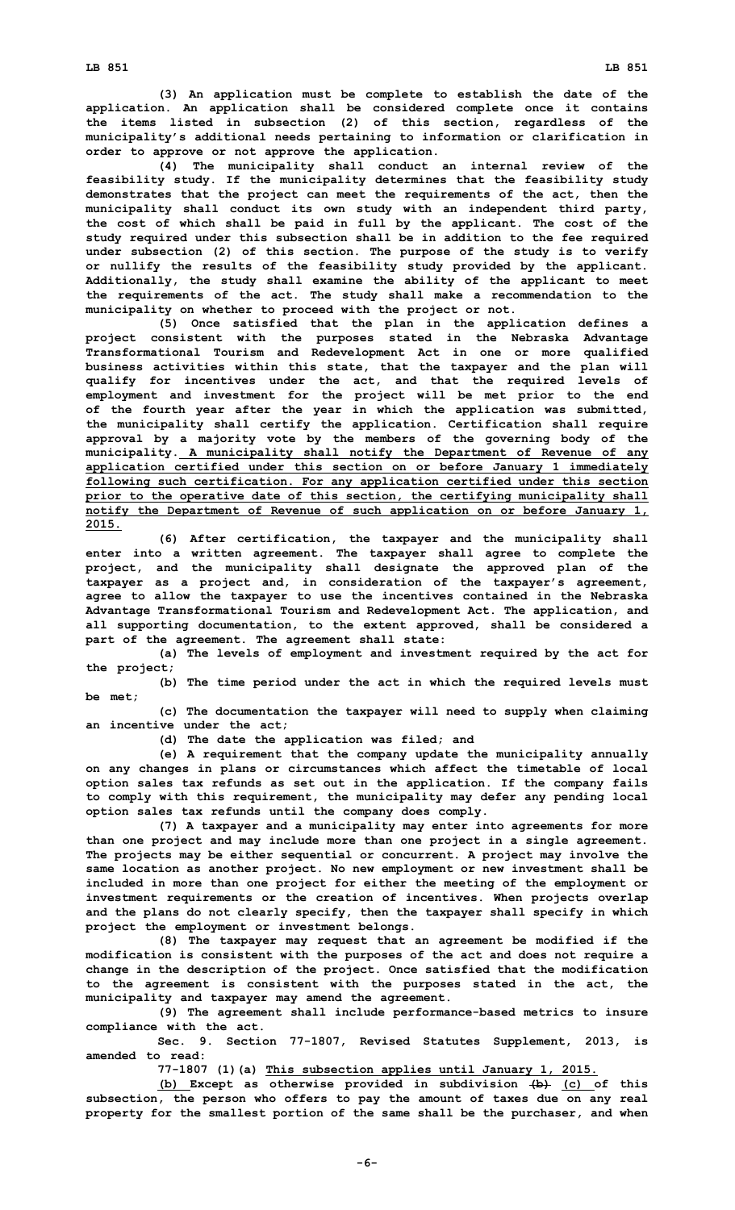(3) An application must be complete to establish the date of the application. An application shall be considered complete once it contains the items listed in subsection (2) of this section, regardless of the municipality's additional needs pertaining to information or clarification in order to approve or not approve the application.

(4) The municipality shall conduct an internal review of the feasibility study. If the municipality determines that the feasibility study demonstrates that the project can meet the requirements of the act, then the municipality shall conduct its own study with an independent third party, the cost of which shall be paid in full by the applicant. The cost of the study required under this subsection shall be in addition to the fee required under subsection (2) of this section. The purpose of the study is to verify or nullify the results of the feasibility study provided by the applicant. Additionally, the study shall examine the ability of the applicant to meet the requirements of the act. The study shall make a recommendation to the municipality on whether to proceed with the project or not.

(5) Once satisfied that the plan in the application defines a project consistent with the purposes stated in the Nebraska Advantage Transformational Tourism and Redevelopment Act in one or more qualified business activities within this state, that the taxpayer and the plan will qualify for incentives under the act, and that the required levels of employment and investment for the project will be met prior to the end of the fourth year after the year in which the application was submitted, the municipality shall certify the application. Certification shall require approval by a majority vote by the members of the governing body of the municipality. A municipality shall notify the Department of Revenue of any application certified under this section on or before January 1 immediately following such certification. For any application certified under this section prior to the operative date of this section, the certifying municipality shall notify the Department of Revenue of such application on or before January 1, 2015.

(6) After certification, the taxpayer and the municipality shall enter into a written agreement. The taxpayer shall agree to complete the project, and the municipality shall designate the approved plan of the taxpayer as a project and, in consideration of the taxpayer's agreement, agree to allow the taxpayer to use the incentives contained in the Nebraska Advantage Transformational Tourism and Redevelopment Act. The application, and all supporting documentation, to the extent approved, shall be considered a part of the agreement. The agreement shall state:

(a) The levels of employment and investment required by the act for the project;

(b) The time period under the act in which the required levels must be met;

(c) The documentation the taxpayer will need to supply when claiming an incentive under the act;

(d) The date the application was filed; and

(e) A requirement that the company update the municipality annually on any changes in plans or circumstances which affect the timetable of local option sales tax refunds as set out in the application. If the company fails to comply with this requirement, the municipality may defer any pending local option sales tax refunds until the company does comply.

(7) A taxpayer and a municipality may enter into agreements for more than one project and may include more than one project in a single agreement. The projects may be either sequential or concurrent. A project may involve the same location as another project. No new employment or new investment shall be included in more than one project for either the meeting of the employment or investment requirements or the creation of incentives. When projects overlap and the plans do not clearly specify, then the taxpayer shall specify in which project the employment or investment belongs.

(8) The taxpayer may request that an agreement be modified if the modification is consistent with the purposes of the act and does not require a change in the description of the project. Once satisfied that the modification to the agreement is consistent with the purposes stated in the act, the municipality and taxpayer may amend the agreement.

(9) The agreement shall include performance-based metrics to insure compliance with the act.

Sec. 9. Section 77-1807, Revised Statutes Supplement, 2013, is amended to read:

77-1807 (1)(a) This subsection applies until January 1, 2015.

(b) Except as otherwise provided in subdivision ~~(b)~~ (c) of this subsection, the person who offers to pay the amount of taxes due on any real property for the smallest portion of the same shall be the purchaser, and when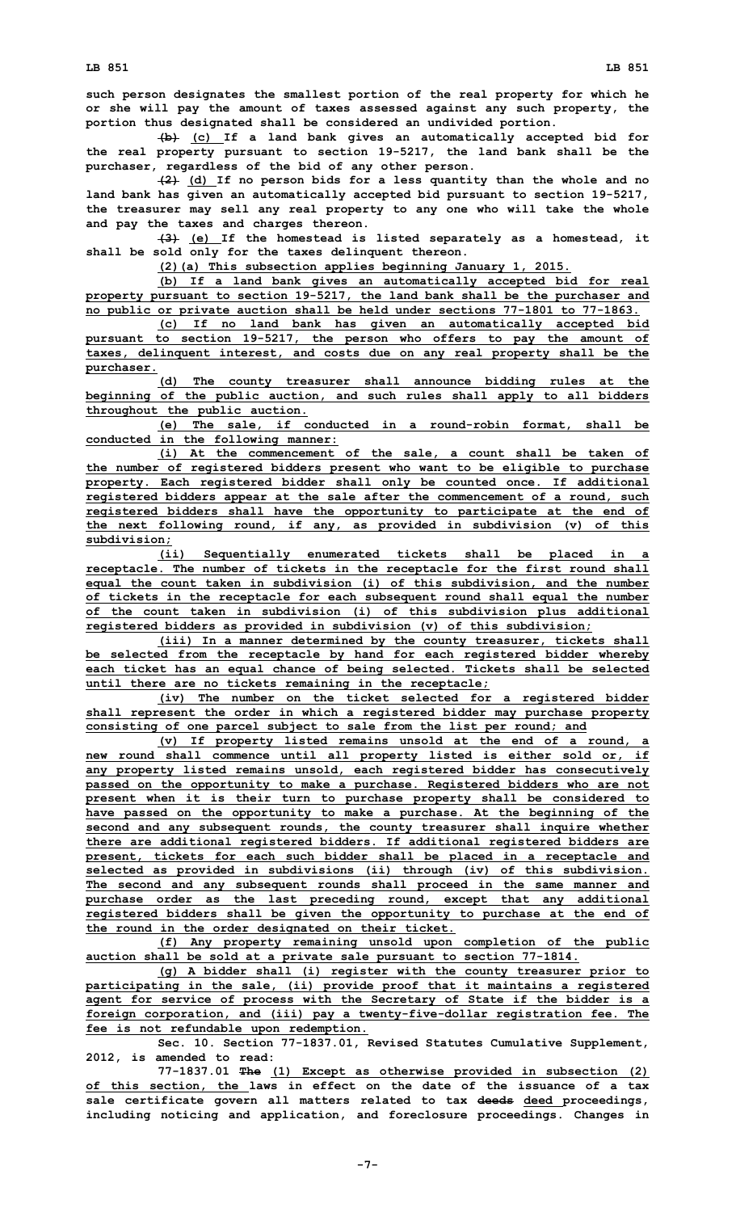such person designates the smallest portion of the real property for which he or she will pay the amount of taxes assessed against any such property, the portion thus designated shall be considered an undivided portion.

~~(b)~~ (c) If a land bank gives an automatically accepted bid for the real property pursuant to section 19-5217, the land bank shall be the purchaser, regardless of the bid of any other person.

~~(2)~~ (d) If no person bids for a less quantity than the whole and no land bank has given an automatically accepted bid pursuant to section 19-5217, the treasurer may sell any real property to any one who will take the whole and pay the taxes and charges thereon.

~~(3)~~ (e) If the homestead is listed separately as a homestead, it shall be sold only for the taxes delinquent thereon.

(2)(a) This subsection applies beginning January 1, 2015.

(b) If a land bank gives an automatically accepted bid for real property pursuant to section 19-5217, the land bank shall be the purchaser and no public or private auction shall be held under sections 77-1801 to 77-1863.

(c) If no land bank has given an automatically accepted bid pursuant to section 19-5217, the person who offers to pay the amount of taxes, delinquent interest, and costs due on any real property shall be the purchaser.

(d) The county treasurer shall announce bidding rules at the beginning of the public auction, and such rules shall apply to all bidders throughout the public auction.

(e) The sale, if conducted in a round-robin format, shall be conducted in the following manner:

(i) At the commencement of the sale, a count shall be taken of the number of registered bidders present who want to be eligible to purchase property. Each registered bidder shall only be counted once. If additional registered bidders appear at the sale after the commencement of a round, such registered bidders shall have the opportunity to participate at the end of the next following round, if any, as provided in subdivision (v) of this subdivision;

(ii) Sequentially enumerated tickets shall be placed in a receptacle. The number of tickets in the receptacle for the first round shall equal the count taken in subdivision (i) of this subdivision, and the number of tickets in the receptacle for each subsequent round shall equal the number of the count taken in subdivision (i) of this subdivision plus additional registered bidders as provided in subdivision (v) of this subdivision;

(iii) In a manner determined by the county treasurer, tickets shall be selected from the receptacle by hand for each registered bidder whereby each ticket has an equal chance of being selected. Tickets shall be selected until there are no tickets remaining in the receptacle;

(iv) The number on the ticket selected for a registered bidder shall represent the order in which a registered bidder may purchase property consisting of one parcel subject to sale from the list per round; and

(v) If property listed remains unsold at the end of a round, a new round shall commence until all property listed is either sold or, if any property listed remains unsold, each registered bidder has consecutively passed on the opportunity to make a purchase. Registered bidders who are not present when it is their turn to purchase property shall be considered to have passed on the opportunity to make a purchase. At the beginning of the second and any subsequent rounds, the county treasurer shall inquire whether there are additional registered bidders. If additional registered bidders are present, tickets for each such bidder shall be placed in a receptacle and selected as provided in subdivisions (ii) through (iv) of this subdivision. The second and any subsequent rounds shall proceed in the same manner and purchase order as the last preceding round, except that any additional registered bidders shall be given the opportunity to purchase at the end of the round in the order designated on their ticket.

(f) Any property remaining unsold upon completion of the public auction shall be sold at a private sale pursuant to section 77-1814.

(g) A bidder shall (i) register with the county treasurer prior to participating in the sale, (ii) provide proof that it maintains a registered agent for service of process with the Secretary of State if the bidder is a foreign corporation, and (iii) pay a twenty-five-dollar registration fee. The fee is not refundable upon redemption.

Sec. 10. Section 77-1837.01, Revised Statutes Cumulative Supplement, 2012, is amended to read:

77-1837.01 ~~The~~ (1) Except as otherwise provided in subsection (2) of this section, the laws in effect on the date of the issuance of a tax sale certificate govern all matters related to tax ~~deeds~~ deed proceedings, including noticing and application, and foreclosure proceedings. Changes in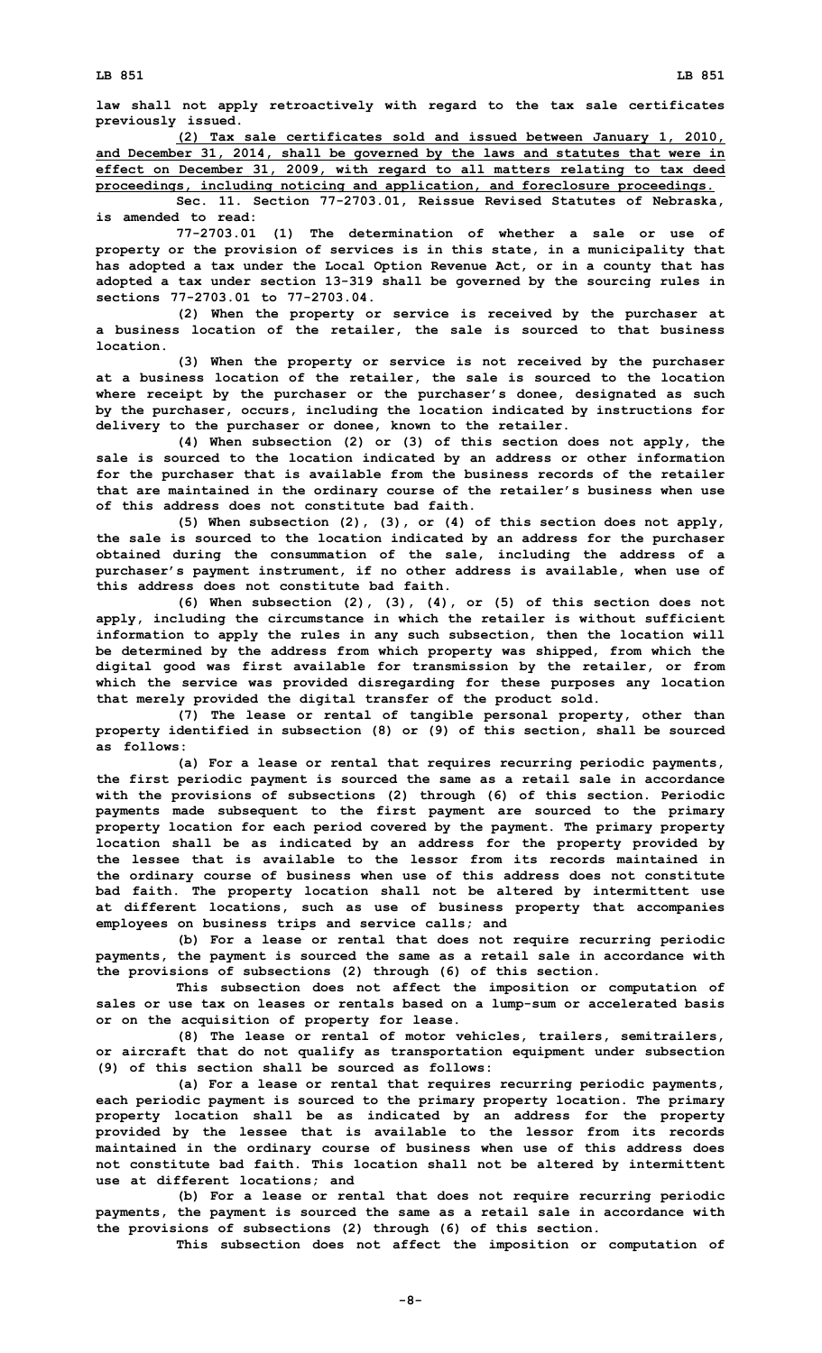law shall not apply retroactively with regard to the tax sale certificates previously issued.

(2) Tax sale certificates sold and issued between January 1, 2010, and December 31, 2014, shall be governed by the laws and statutes that were in effect on December 31, 2009, with regard to all matters relating to tax deed proceedings, including noticing and application, and foreclosure proceedings.

Sec. 11. Section 77-2703.01, Reissue Revised Statutes of Nebraska, is amended to read:

77-2703.01 (1) The determination of whether a sale or use of property or the provision of services is in this state, in a municipality that has adopted a tax under the Local Option Revenue Act, or in a county that has adopted a tax under section 13-319 shall be governed by the sourcing rules in sections 77-2703.01 to 77-2703.04.

(2) When the property or service is received by the purchaser at a business location of the retailer, the sale is sourced to that business location.

(3) When the property or service is not received by the purchaser at a business location of the retailer, the sale is sourced to the location where receipt by the purchaser or the purchaser's donee, designated as such by the purchaser, occurs, including the location indicated by instructions for delivery to the purchaser or donee, known to the retailer.

(4) When subsection (2) or (3) of this section does not apply, the sale is sourced to the location indicated by an address or other information for the purchaser that is available from the business records of the retailer that are maintained in the ordinary course of the retailer's business when use of this address does not constitute bad faith.

(5) When subsection (2), (3), or (4) of this section does not apply, the sale is sourced to the location indicated by an address for the purchaser obtained during the consummation of the sale, including the address of a purchaser's payment instrument, if no other address is available, when use of this address does not constitute bad faith.

(6) When subsection (2), (3), (4), or (5) of this section does not apply, including the circumstance in which the retailer is without sufficient information to apply the rules in any such subsection, then the location will be determined by the address from which property was shipped, from which the digital good was first available for transmission by the retailer, or from which the service was provided disregarding for these purposes any location that merely provided the digital transfer of the product sold.

(7) The lease or rental of tangible personal property, other than property identified in subsection (8) or (9) of this section, shall be sourced as follows:

(a) For a lease or rental that requires recurring periodic payments, the first periodic payment is sourced the same as a retail sale in accordance with the provisions of subsections (2) through (6) of this section. Periodic payments made subsequent to the first payment are sourced to the primary property location for each period covered by the payment. The primary property location shall be as indicated by an address for the property provided by the lessee that is available to the lessor from its records maintained in the ordinary course of business when use of this address does not constitute bad faith. The property location shall not be altered by intermittent use at different locations, such as use of business property that accompanies employees on business trips and service calls; and

(b) For a lease or rental that does not require recurring periodic payments, the payment is sourced the same as a retail sale in accordance with the provisions of subsections (2) through (6) of this section.

This subsection does not affect the imposition or computation of sales or use tax on leases or rentals based on a lump-sum or accelerated basis or on the acquisition of property for lease.

(8) The lease or rental of motor vehicles, trailers, semitrailers, or aircraft that do not qualify as transportation equipment under subsection (9) of this section shall be sourced as follows:

(a) For a lease or rental that requires recurring periodic payments, each periodic payment is sourced to the primary property location. The primary property location shall be as indicated by an address for the property provided by the lessee that is available to the lessor from its records maintained in the ordinary course of business when use of this address does not constitute bad faith. This location shall not be altered by intermittent use at different locations; and

(b) For a lease or rental that does not require recurring periodic payments, the payment is sourced the same as a retail sale in accordance with the provisions of subsections (2) through (6) of this section.

This subsection does not affect the imposition or computation of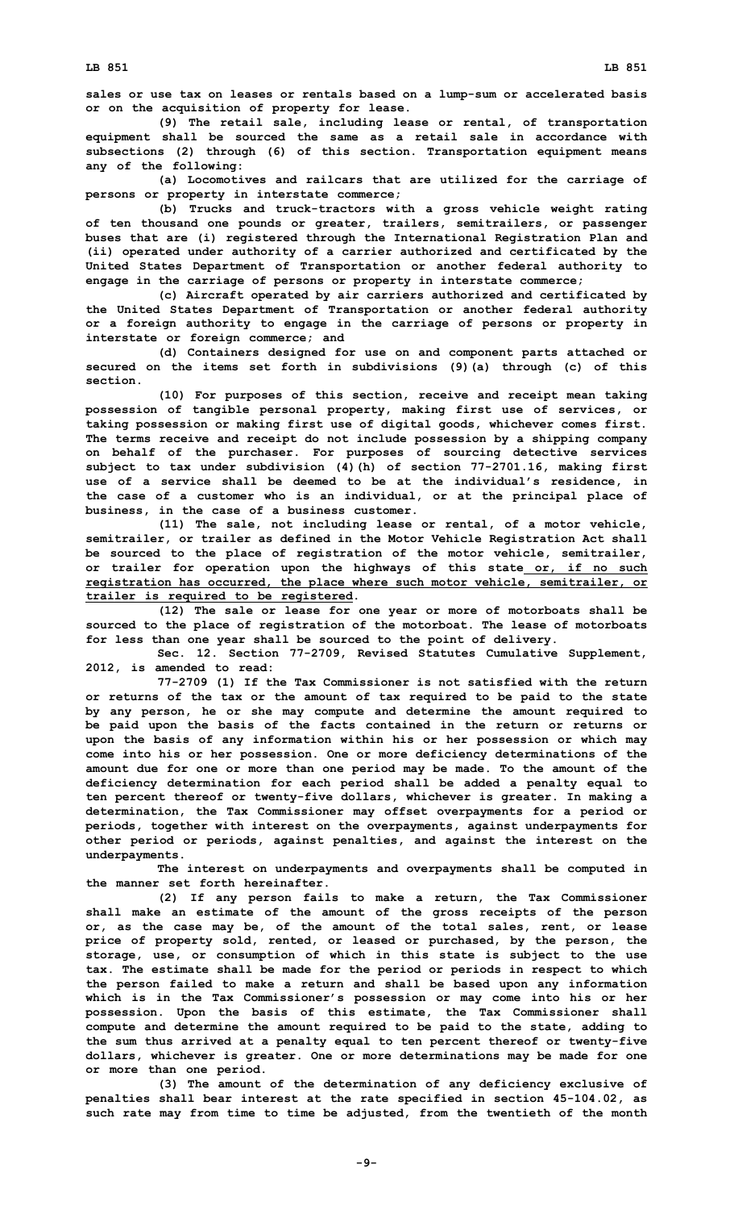**sales or use tax on leases or rentals based on a lump-sum or accelerated basis or on the acquisition of property for lease.**

**(9) The retail sale, including lease or rental, of transportation equipment shall be sourced the same as a retail sale in accordance with subsections (2) through (6) of this section. Transportation equipment means any of the following:**

**(a) Locomotives and railcars that are utilized for the carriage of persons or property in interstate commerce;**

**(b) Trucks and truck-tractors with a gross vehicle weight rating of ten thousand one pounds or greater, trailers, semitrailers, or passenger buses that are (i) registered through the International Registration Plan and (ii) operated under authority of a carrier authorized and certificated by the United States Department of Transportation or another federal authority to engage in the carriage of persons or property in interstate commerce;**

**(c) Aircraft operated by air carriers authorized and certificated by the United States Department of Transportation or another federal authority or a foreign authority to engage in the carriage of persons or property in interstate or foreign commerce; and**

**(d) Containers designed for use on and component parts attached or secured on the items set forth in subdivisions (9)(a) through (c) of this section.**

**(10) For purposes of this section, receive and receipt mean taking possession of tangible personal property, making first use of services, or taking possession or making first use of digital goods, whichever comes first. The terms receive and receipt do not include possession by a shipping company on behalf of the purchaser. For purposes of sourcing detective services subject to tax under subdivision (4)(h) of section 77-2701.16, making first use of a service shall be deemed to be at the individual's residence, in the case of a customer who is an individual, or at the principal place of business, in the case of a business customer.**

**(11) The sale, not including lease or rental, of a motor vehicle, semitrailer, or trailer as defined in the Motor Vehicle Registration Act shall be sourced to the place of registration of the motor vehicle, semitrailer, or trailer for operation upon the highways of this state<u> or, if no such registration has occurred, the place where such motor vehicle, semitrailer, or trailer is required to be registered</u>.**

**(12) The sale or lease for one year or more of motorboats shall be sourced to the place of registration of the motorboat. The lease of motorboats for less than one year shall be sourced to the point of delivery.**

**Sec. 12. Section 77-2709, Revised Statutes Cumulative Supplement, 2012, is amended to read:**

**77-2709 (1) If the Tax Commissioner is not satisfied with the return or returns of the tax or the amount of tax required to be paid to the state by any person, he or she may compute and determine the amount required to be paid upon the basis of the facts contained in the return or returns or upon the basis of any information within his or her possession or which may come into his or her possession. One or more deficiency determinations of the amount due for one or more than one period may be made. To the amount of the deficiency determination for each period shall be added a penalty equal to ten percent thereof or twenty-five dollars, whichever is greater. In making a determination, the Tax Commissioner may offset overpayments for a period or periods, together with interest on the overpayments, against underpayments for other period or periods, against penalties, and against the interest on the underpayments.**

**The interest on underpayments and overpayments shall be computed in the manner set forth hereinafter.**

**(2) If any person fails to make a return, the Tax Commissioner shall make an estimate of the amount of the gross receipts of the person or, as the case may be, of the amount of the total sales, rent, or lease price of property sold, rented, or leased or purchased, by the person, the storage, use, or consumption of which in this state is subject to the use tax. The estimate shall be made for the period or periods in respect to which the person failed to make a return and shall be based upon any information which is in the Tax Commissioner's possession or may come into his or her possession. Upon the basis of this estimate, the Tax Commissioner shall compute and determine the amount required to be paid to the state, adding to the sum thus arrived at a penalty equal to ten percent thereof or twenty-five dollars, whichever is greater. One or more determinations may be made for one or more than one period.**

**(3) The amount of the determination of any deficiency exclusive of penalties shall bear interest at the rate specified in section 45-104.02, as such rate may from time to time be adjusted, from the twentieth of the month**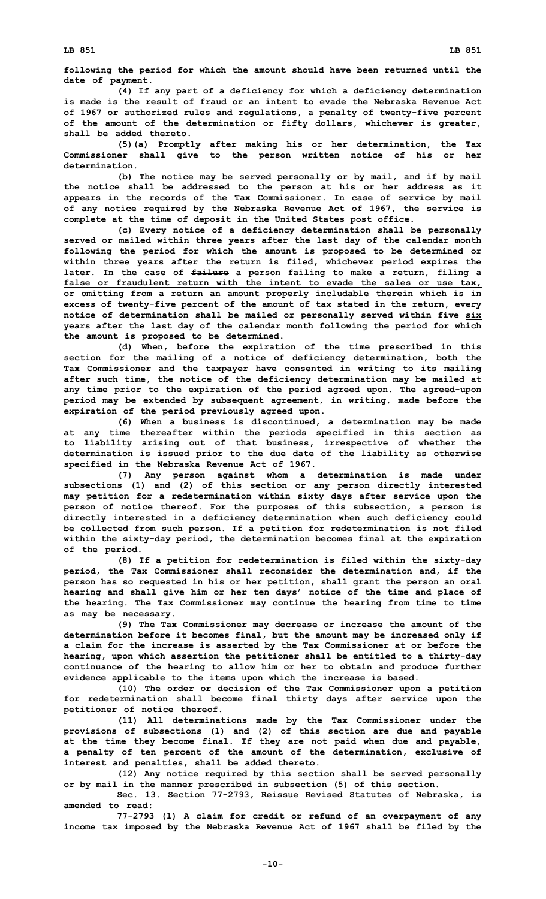following the period for which the amount should have been returned until the date of payment.

(4) If any part of a deficiency for which a deficiency determination is made is the result of fraud or an intent to evade the Nebraska Revenue Act of 1967 or authorized rules and regulations, a penalty of twenty-five percent of the amount of the determination or fifty dollars, whichever is greater, shall be added thereto.

(5)(a) Promptly after making his or her determination, the Tax Commissioner shall give to the person written notice of his or her determination.

(b) The notice may be served personally or by mail, and if by mail the notice shall be addressed to the person at his or her address as it appears in the records of the Tax Commissioner. In case of service by mail of any notice required by the Nebraska Revenue Act of 1967, the service is complete at the time of deposit in the United States post office.

(c) Every notice of a deficiency determination shall be personally served or mailed within three years after the last day of the calendar month following the period for which the amount is proposed to be determined or within three years after the return is filed, whichever period expires the later. In the case of ~~failure~~ a person failing to make a return, filing a false or fraudulent return with the intent to evade the sales or use tax, or omitting from a return an amount properly includable therein which is in excess of twenty-five percent of the amount of tax stated in the return, every notice of determination shall be mailed or personally served within ~~five~~ six years after the last day of the calendar month following the period for which the amount is proposed to be determined.

(d) When, before the expiration of the time prescribed in this section for the mailing of a notice of deficiency determination, both the Tax Commissioner and the taxpayer have consented in writing to its mailing after such time, the notice of the deficiency determination may be mailed at any time prior to the expiration of the period agreed upon. The agreed-upon period may be extended by subsequent agreement, in writing, made before the expiration of the period previously agreed upon.

(6) When a business is discontinued, a determination may be made at any time thereafter within the periods specified in this section as to liability arising out of that business, irrespective of whether the determination is issued prior to the due date of the liability as otherwise specified in the Nebraska Revenue Act of 1967.

(7) Any person against whom a determination is made under subsections (1) and (2) of this section or any person directly interested may petition for a redetermination within sixty days after service upon the person of notice thereof. For the purposes of this subsection, a person is directly interested in a deficiency determination when such deficiency could be collected from such person. If a petition for redetermination is not filed within the sixty-day period, the determination becomes final at the expiration of the period.

(8) If a petition for redetermination is filed within the sixty-day period, the Tax Commissioner shall reconsider the determination and, if the person has so requested in his or her petition, shall grant the person an oral hearing and shall give him or her ten days' notice of the time and place of the hearing. The Tax Commissioner may continue the hearing from time to time as may be necessary.

(9) The Tax Commissioner may decrease or increase the amount of the determination before it becomes final, but the amount may be increased only if a claim for the increase is asserted by the Tax Commissioner at or before the hearing, upon which assertion the petitioner shall be entitled to a thirty-day continuance of the hearing to allow him or her to obtain and produce further evidence applicable to the items upon which the increase is based.

(10) The order or decision of the Tax Commissioner upon a petition for redetermination shall become final thirty days after service upon the petitioner of notice thereof.

(11) All determinations made by the Tax Commissioner under the provisions of subsections (1) and (2) of this section are due and payable at the time they become final. If they are not paid when due and payable, a penalty of ten percent of the amount of the determination, exclusive of interest and penalties, shall be added thereto.

(12) Any notice required by this section shall be served personally or by mail in the manner prescribed in subsection (5) of this section.

Sec. 13. Section 77-2793, Reissue Revised Statutes of Nebraska, is amended to read:

77-2793 (1) A claim for credit or refund of an overpayment of any income tax imposed by the Nebraska Revenue Act of 1967 shall be filed by the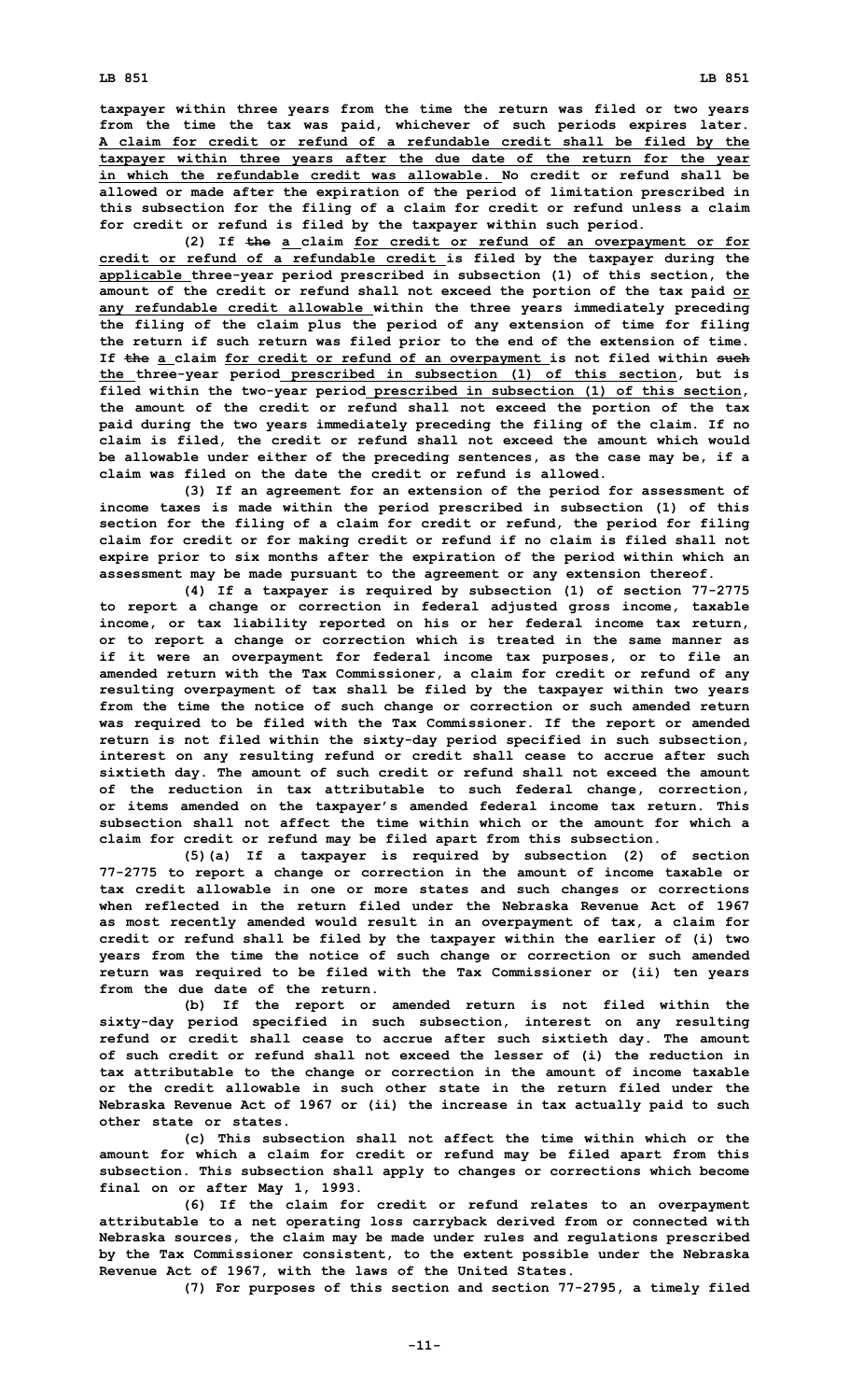taxpayer within three years from the time the return was filed or two years from the time the tax was paid, whichever of such periods expires later. A claim for credit or refund of a refundable credit shall be filed by the taxpayer within three years after the due date of the return for the year in which the refundable credit was allowable. No credit or refund shall be allowed or made after the expiration of the period of limitation prescribed in this subsection for the filing of a claim for credit or refund unless a claim for credit or refund is filed by the taxpayer within such period.

(2) If ~~the~~ a claim for credit or refund of an overpayment or for credit or refund of a refundable credit is filed by the taxpayer during the applicable three-year period prescribed in subsection (1) of this section, the amount of the credit or refund shall not exceed the portion of the tax paid or any refundable credit allowable within the three years immediately preceding the filing of the claim plus the period of any extension of time for filing the return if such return was filed prior to the end of the extension of time. If ~~the~~ a claim for credit or refund of an overpayment is not filed within ~~such~~ the three-year period prescribed in subsection (1) of this section, but is filed within the two-year period prescribed in subsection (1) of this section, the amount of the credit or refund shall not exceed the portion of the tax paid during the two years immediately preceding the filing of the claim. If no claim is filed, the credit or refund shall not exceed the amount which would be allowable under either of the preceding sentences, as the case may be, if a claim was filed on the date the credit or refund is allowed.

(3) If an agreement for an extension of the period for assessment of income taxes is made within the period prescribed in subsection (1) of this section for the filing of a claim for credit or refund, the period for filing claim for credit or for making credit or refund if no claim is filed shall not expire prior to six months after the expiration of the period within which an assessment may be made pursuant to the agreement or any extension thereof.

(4) If a taxpayer is required by subsection (1) of section 77-2775 to report a change or correction in federal adjusted gross income, taxable income, or tax liability reported on his or her federal income tax return, or to report a change or correction which is treated in the same manner as if it were an overpayment for federal income tax purposes, or to file an amended return with the Tax Commissioner, a claim for credit or refund of any resulting overpayment of tax shall be filed by the taxpayer within two years from the time the notice of such change or correction or such amended return was required to be filed with the Tax Commissioner. If the report or amended return is not filed within the sixty-day period specified in such subsection, interest on any resulting refund or credit shall cease to accrue after such sixtieth day. The amount of such credit or refund shall not exceed the amount of the reduction in tax attributable to such federal change, correction, or items amended on the taxpayer's amended federal income tax return. This subsection shall not affect the time within which or the amount for which a claim for credit or refund may be filed apart from this subsection.

(5)(a) If a taxpayer is required by subsection (2) of section 77-2775 to report a change or correction in the amount of income taxable or tax credit allowable in one or more states and such changes or corrections when reflected in the return filed under the Nebraska Revenue Act of 1967 as most recently amended would result in an overpayment of tax, a claim for credit or refund shall be filed by the taxpayer within the earlier of (i) two years from the time the notice of such change or correction or such amended return was required to be filed with the Tax Commissioner or (ii) ten years from the due date of the return.

(b) If the report or amended return is not filed within the sixty-day period specified in such subsection, interest on any resulting refund or credit shall cease to accrue after such sixtieth day. The amount of such credit or refund shall not exceed the lesser of (i) the reduction in tax attributable to the change or correction in the amount of income taxable or the credit allowable in such other state in the return filed under the Nebraska Revenue Act of 1967 or (ii) the increase in tax actually paid to such other state or states.

(c) This subsection shall not affect the time within which or the amount for which a claim for credit or refund may be filed apart from this subsection. This subsection shall apply to changes or corrections which become final on or after May 1, 1993.

(6) If the claim for credit or refund relates to an overpayment attributable to a net operating loss carryback derived from or connected with Nebraska sources, the claim may be made under rules and regulations prescribed by the Tax Commissioner consistent, to the extent possible under the Nebraska Revenue Act of 1967, with the laws of the United States.

(7) For purposes of this section and section 77-2795, a timely filed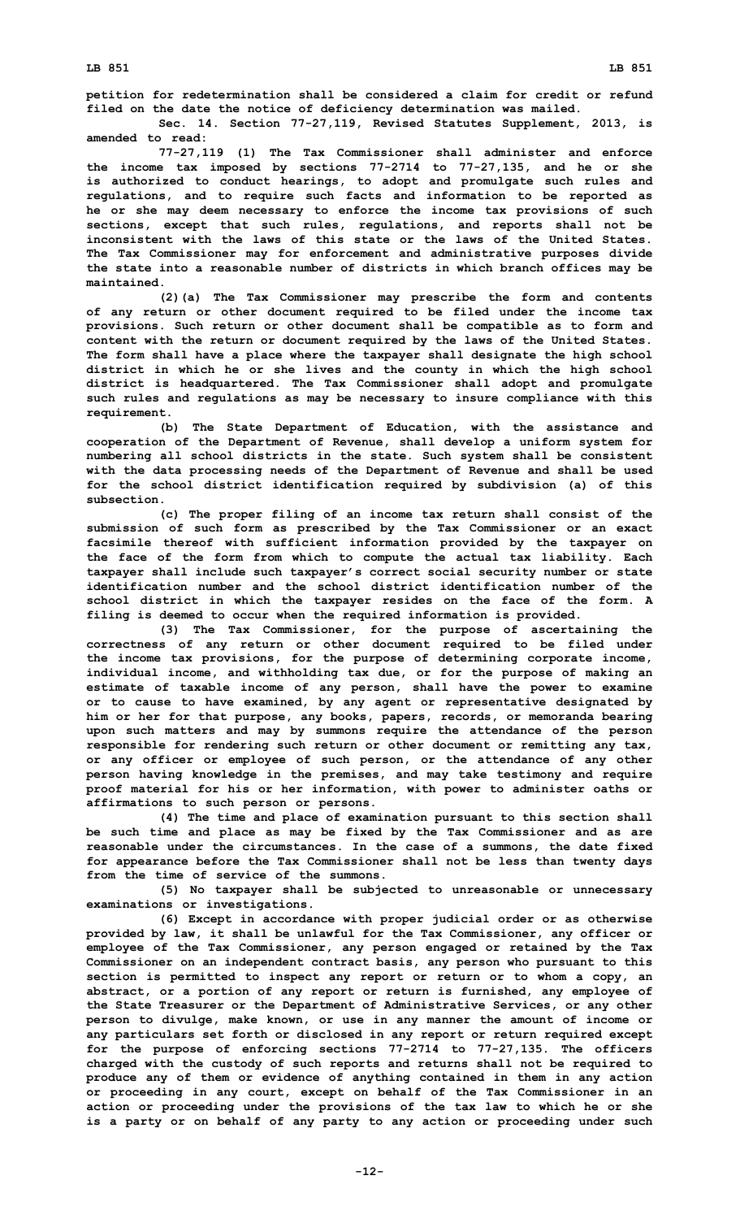petition for redetermination shall be considered a claim for credit or refund filed on the date the notice of deficiency determination was mailed.

Sec. 14. Section 77-27,119, Revised Statutes Supplement, 2013, is amended to read:

77-27,119 (1) The Tax Commissioner shall administer and enforce the income tax imposed by sections 77-2714 to 77-27,135, and he or she is authorized to conduct hearings, to adopt and promulgate such rules and regulations, and to require such facts and information to be reported as he or she may deem necessary to enforce the income tax provisions of such sections, except that such rules, regulations, and reports shall not be inconsistent with the laws of this state or the laws of the United States. The Tax Commissioner may for enforcement and administrative purposes divide the state into a reasonable number of districts in which branch offices may be maintained.

(2)(a) The Tax Commissioner may prescribe the form and contents of any return or other document required to be filed under the income tax provisions. Such return or other document shall be compatible as to form and content with the return or document required by the laws of the United States. The form shall have a place where the taxpayer shall designate the high school district in which he or she lives and the county in which the high school district is headquartered. The Tax Commissioner shall adopt and promulgate such rules and regulations as may be necessary to insure compliance with this requirement.

(b) The State Department of Education, with the assistance and cooperation of the Department of Revenue, shall develop a uniform system for numbering all school districts in the state. Such system shall be consistent with the data processing needs of the Department of Revenue and shall be used for the school district identification required by subdivision (a) of this subsection.

(c) The proper filing of an income tax return shall consist of the submission of such form as prescribed by the Tax Commissioner or an exact facsimile thereof with sufficient information provided by the taxpayer on the face of the form from which to compute the actual tax liability. Each taxpayer shall include such taxpayer's correct social security number or state identification number and the school district identification number of the school district in which the taxpayer resides on the face of the form. A filing is deemed to occur when the required information is provided.

(3) The Tax Commissioner, for the purpose of ascertaining the correctness of any return or other document required to be filed under the income tax provisions, for the purpose of determining corporate income, individual income, and withholding tax due, or for the purpose of making an estimate of taxable income of any person, shall have the power to examine or to cause to have examined, by any agent or representative designated by him or her for that purpose, any books, papers, records, or memoranda bearing upon such matters and may by summons require the attendance of the person responsible for rendering such return or other document or remitting any tax, or any officer or employee of such person, or the attendance of any other person having knowledge in the premises, and may take testimony and require proof material for his or her information, with power to administer oaths or affirmations to such person or persons.

(4) The time and place of examination pursuant to this section shall be such time and place as may be fixed by the Tax Commissioner and as are reasonable under the circumstances. In the case of a summons, the date fixed for appearance before the Tax Commissioner shall not be less than twenty days from the time of service of the summons.

(5) No taxpayer shall be subjected to unreasonable or unnecessary examinations or investigations.

(6) Except in accordance with proper judicial order or as otherwise provided by law, it shall be unlawful for the Tax Commissioner, any officer or employee of the Tax Commissioner, any person engaged or retained by the Tax Commissioner on an independent contract basis, any person who pursuant to this section is permitted to inspect any report or return or to whom a copy, an abstract, or a portion of any report or return is furnished, any employee of the State Treasurer or the Department of Administrative Services, or any other person to divulge, make known, or use in any manner the amount of income or any particulars set forth or disclosed in any report or return required except for the purpose of enforcing sections 77-2714 to 77-27,135. The officers charged with the custody of such reports and returns shall not be required to produce any of them or evidence of anything contained in them in any action or proceeding in any court, except on behalf of the Tax Commissioner in an action or proceeding under the provisions of the tax law to which he or she is a party or on behalf of any party to any action or proceeding under such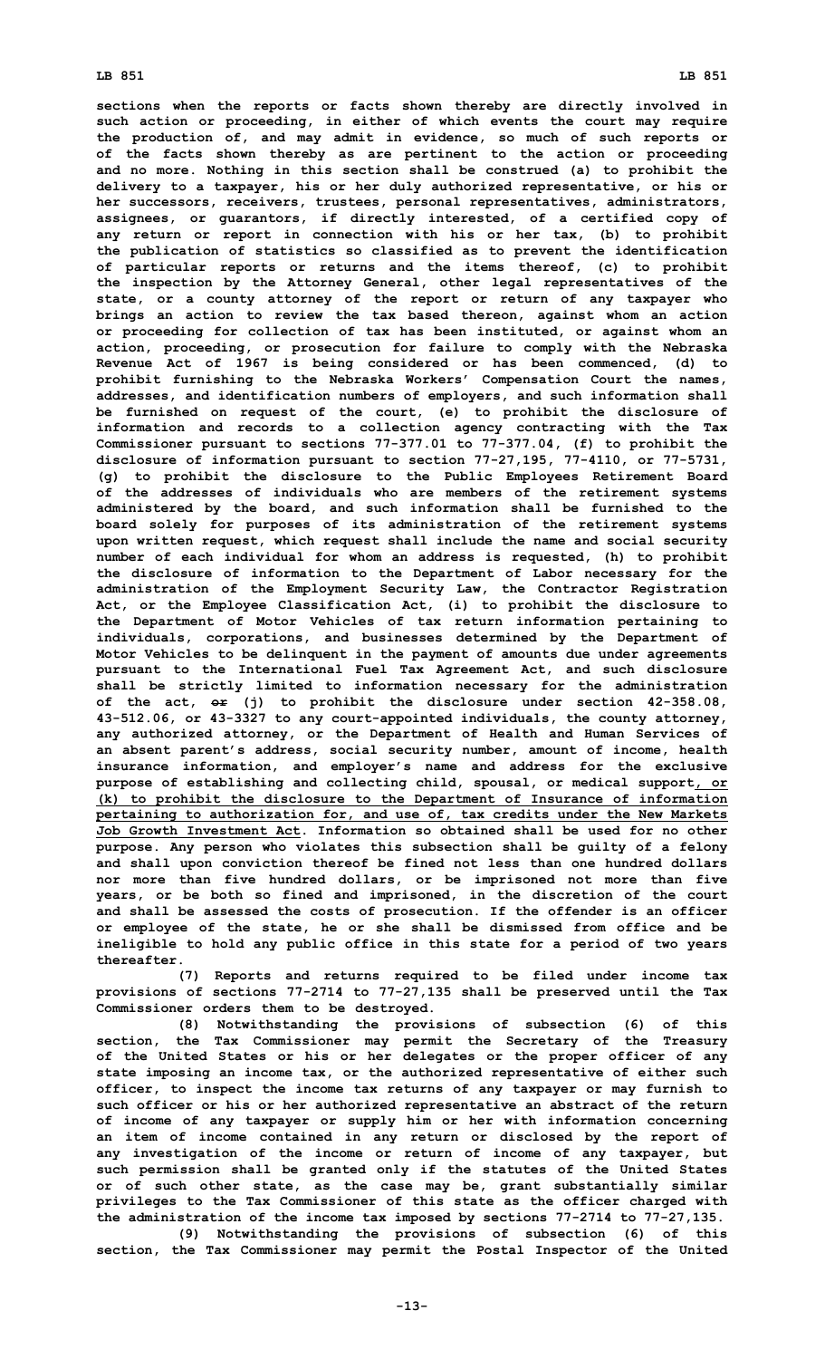sections when the reports or facts shown thereby are directly involved in such action or proceeding, in either of which events the court may require the production of, and may admit in evidence, so much of such reports or of the facts shown thereby as are pertinent to the action or proceeding and no more. Nothing in this section shall be construed (a) to prohibit the delivery to a taxpayer, his or her duly authorized representative, or his or her successors, receivers, trustees, personal representatives, administrators, assignees, or guarantors, if directly interested, of a certified copy of any return or report in connection with his or her tax, (b) to prohibit the publication of statistics so classified as to prevent the identification of particular reports or returns and the items thereof, (c) to prohibit the inspection by the Attorney General, other legal representatives of the state, or a county attorney of the report or return of any taxpayer who brings an action to review the tax based thereon, against whom an action or proceeding for collection of tax has been instituted, or against whom an action, proceeding, or prosecution for failure to comply with the Nebraska Revenue Act of 1967 is being considered or has been commenced, (d) to prohibit furnishing to the Nebraska Workers' Compensation Court the names, addresses, and identification numbers of employers, and such information shall be furnished on request of the court, (e) to prohibit the disclosure of information and records to a collection agency contracting with the Tax Commissioner pursuant to sections 77-377.01 to 77-377.04, (f) to prohibit the disclosure of information pursuant to section 77-27,195, 77-4110, or 77-5731, (g) to prohibit the disclosure to the Public Employees Retirement Board of the addresses of individuals who are members of the retirement systems administered by the board, and such information shall be furnished to the board solely for purposes of its administration of the retirement systems upon written request, which request shall include the name and social security number of each individual for whom an address is requested, (h) to prohibit the disclosure of information to the Department of Labor necessary for the administration of the Employment Security Law, the Contractor Registration Act, or the Employee Classification Act, (i) to prohibit the disclosure to the Department of Motor Vehicles of tax return information pertaining to individuals, corporations, and businesses determined by the Department of Motor Vehicles to be delinquent in the payment of amounts due under agreements pursuant to the International Fuel Tax Agreement Act, and such disclosure shall be strictly limited to information necessary for the administration of the act, ~~or~~ (j) to prohibit the disclosure under section 42-358.08, 43-512.06, or 43-3327 to any court-appointed individuals, the county attorney, any authorized attorney, or the Department of Health and Human Services of an absent parent's address, social security number, amount of income, health insurance information, and employer's name and address for the exclusive purpose of establishing and collecting child, spousal, or medical support, or (k) to prohibit the disclosure to the Department of Insurance of information pertaining to authorization for, and use of, tax credits under the New Markets Job Growth Investment Act. Information so obtained shall be used for no other purpose. Any person who violates this subsection shall be guilty of a felony and shall upon conviction thereof be fined not less than one hundred dollars nor more than five hundred dollars, or be imprisoned not more than five years, or be both so fined and imprisoned, in the discretion of the court and shall be assessed the costs of prosecution. If the offender is an officer or employee of the state, he or she shall be dismissed from office and be ineligible to hold any public office in this state for a period of two years thereafter.

(7) Reports and returns required to be filed under income tax provisions of sections 77-2714 to 77-27,135 shall be preserved until the Tax Commissioner orders them to be destroyed.

(8) Notwithstanding the provisions of subsection (6) of this section, the Tax Commissioner may permit the Secretary of the Treasury of the United States or his or her delegates or the proper officer of any state imposing an income tax, or the authorized representative of either such officer, to inspect the income tax returns of any taxpayer or may furnish to such officer or his or her authorized representative an abstract of the return of income of any taxpayer or supply him or her with information concerning an item of income contained in any return or disclosed by the report of any investigation of the income or return of income of any taxpayer, but such permission shall be granted only if the statutes of the United States or of such other state, as the case may be, grant substantially similar privileges to the Tax Commissioner of this state as the officer charged with the administration of the income tax imposed by sections 77-2714 to 77-27,135.

(9) Notwithstanding the provisions of subsection (6) of this section, the Tax Commissioner may permit the Postal Inspector of the United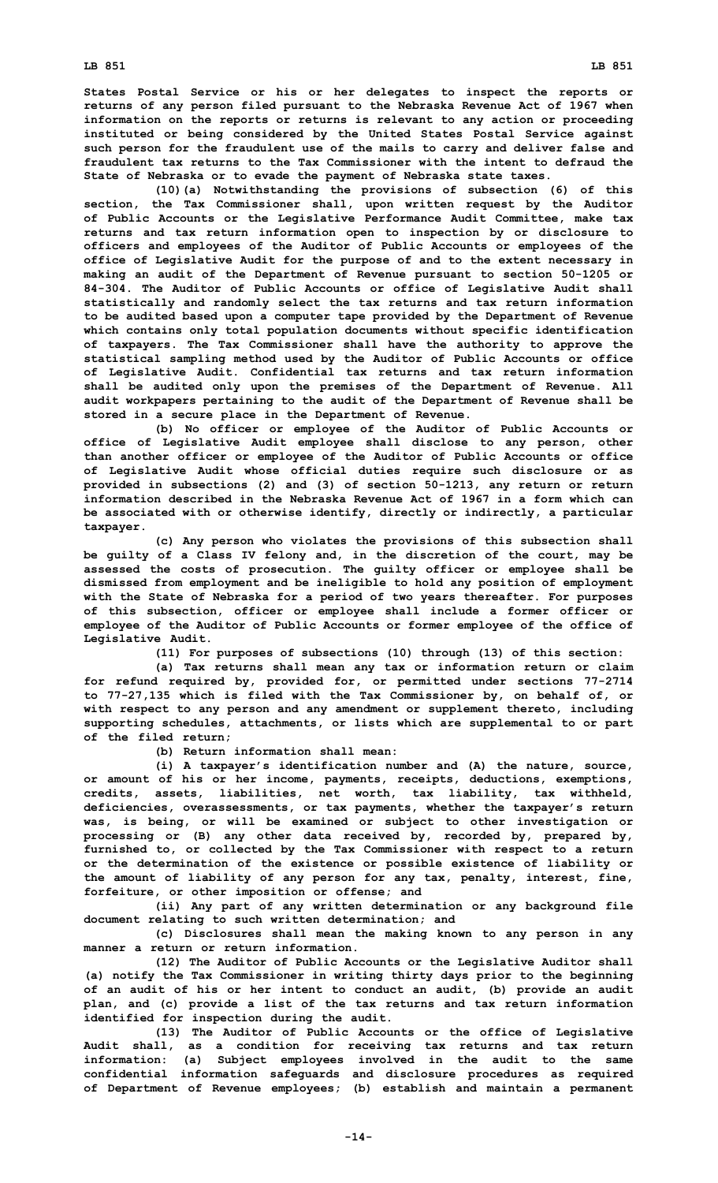States Postal Service or his or her delegates to inspect the reports or returns of any person filed pursuant to the Nebraska Revenue Act of 1967 when information on the reports or returns is relevant to any action or proceeding instituted or being considered by the United States Postal Service against such person for the fraudulent use of the mails to carry and deliver false and fraudulent tax returns to the Tax Commissioner with the intent to defraud the State of Nebraska or to evade the payment of Nebraska state taxes.

(10)(a) Notwithstanding the provisions of subsection (6) of this section, the Tax Commissioner shall, upon written request by the Auditor of Public Accounts or the Legislative Performance Audit Committee, make tax returns and tax return information open to inspection by or disclosure to officers and employees of the Auditor of Public Accounts or employees of the office of Legislative Audit for the purpose of and to the extent necessary in making an audit of the Department of Revenue pursuant to section 50-1205 or 84-304. The Auditor of Public Accounts or office of Legislative Audit shall statistically and randomly select the tax returns and tax return information to be audited based upon a computer tape provided by the Department of Revenue which contains only total population documents without specific identification of taxpayers. The Tax Commissioner shall have the authority to approve the statistical sampling method used by the Auditor of Public Accounts or office of Legislative Audit. Confidential tax returns and tax return information shall be audited only upon the premises of the Department of Revenue. All audit workpapers pertaining to the audit of the Department of Revenue shall be stored in a secure place in the Department of Revenue.

(b) No officer or employee of the Auditor of Public Accounts or office of Legislative Audit employee shall disclose to any person, other than another officer or employee of the Auditor of Public Accounts or office of Legislative Audit whose official duties require such disclosure or as provided in subsections (2) and (3) of section 50-1213, any return or return information described in the Nebraska Revenue Act of 1967 in a form which can be associated with or otherwise identify, directly or indirectly, a particular taxpayer.

(c) Any person who violates the provisions of this subsection shall be guilty of a Class IV felony and, in the discretion of the court, may be assessed the costs of prosecution. The guilty officer or employee shall be dismissed from employment and be ineligible to hold any position of employment with the State of Nebraska for a period of two years thereafter. For purposes of this subsection, officer or employee shall include a former officer or employee of the Auditor of Public Accounts or former employee of the office of Legislative Audit.

(11) For purposes of subsections (10) through (13) of this section:

(a) Tax returns shall mean any tax or information return or claim for refund required by, provided for, or permitted under sections 77-2714 to 77-27,135 which is filed with the Tax Commissioner by, on behalf of, or with respect to any person and any amendment or supplement thereto, including supporting schedules, attachments, or lists which are supplemental to or part of the filed return;

(b) Return information shall mean:

(i) A taxpayer's identification number and (A) the nature, source, or amount of his or her income, payments, receipts, deductions, exemptions, credits, assets, liabilities, net worth, tax liability, tax withheld, deficiencies, overassessments, or tax payments, whether the taxpayer's return was, is being, or will be examined or subject to other investigation or processing or (B) any other data received by, recorded by, prepared by, furnished to, or collected by the Tax Commissioner with respect to a return or the determination of the existence or possible existence of liability or the amount of liability of any person for any tax, penalty, interest, fine, forfeiture, or other imposition or offense; and

(ii) Any part of any written determination or any background file document relating to such written determination; and

(c) Disclosures shall mean the making known to any person in any manner a return or return information.

(12) The Auditor of Public Accounts or the Legislative Auditor shall (a) notify the Tax Commissioner in writing thirty days prior to the beginning of an audit of his or her intent to conduct an audit, (b) provide an audit plan, and (c) provide a list of the tax returns and tax return information identified for inspection during the audit.

(13) The Auditor of Public Accounts or the office of Legislative Audit shall, as a condition for receiving tax returns and tax return information: (a) Subject employees involved in the audit to the same confidential information safeguards and disclosure procedures as required of Department of Revenue employees; (b) establish and maintain a permanent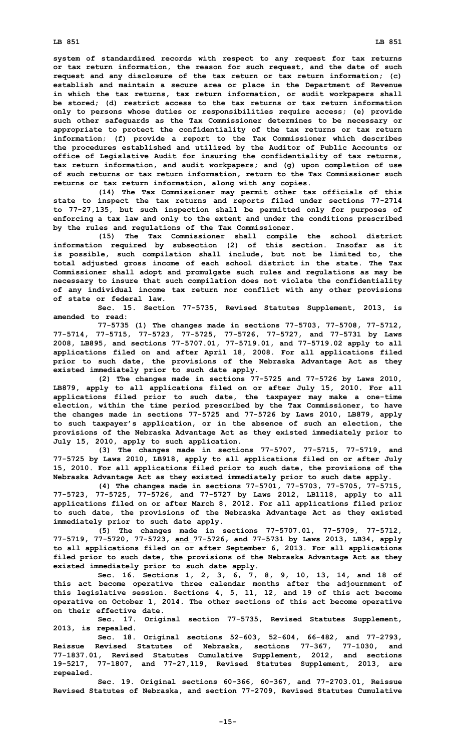system of standardized records with respect to any request for tax returns or tax return information, the reason for such request, and the date of such request and any disclosure of the tax return or tax return information; (c) establish and maintain a secure area or place in the Department of Revenue in which the tax returns, tax return information, or audit workpapers shall be stored; (d) restrict access to the tax returns or tax return information only to persons whose duties or responsibilities require access; (e) provide such other safeguards as the Tax Commissioner determines to be necessary or appropriate to protect the confidentiality of the tax returns or tax return information; (f) provide a report to the Tax Commissioner which describes the procedures established and utilized by the Auditor of Public Accounts or office of Legislative Audit for insuring the confidentiality of tax returns, tax return information, and audit workpapers; and (g) upon completion of use of such returns or tax return information, return to the Tax Commissioner such returns or tax return information, along with any copies.

(14) The Tax Commissioner may permit other tax officials of this state to inspect the tax returns and reports filed under sections 77-2714 to 77-27,135, but such inspection shall be permitted only for purposes of enforcing a tax law and only to the extent and under the conditions prescribed by the rules and regulations of the Tax Commissioner.

(15) The Tax Commissioner shall compile the school district information required by subsection (2) of this section. Insofar as it is possible, such compilation shall include, but not be limited to, the total adjusted gross income of each school district in the state. The Tax Commissioner shall adopt and promulgate such rules and regulations as may be necessary to insure that such compilation does not violate the confidentiality of any individual income tax return nor conflict with any other provisions of state or federal law.

Sec. 15. Section 77-5735, Revised Statutes Supplement, 2013, is amended to read:

77-5735 (1) The changes made in sections 77-5703, 77-5708, 77-5712, 77-5714, 77-5715, 77-5723, 77-5725, 77-5726, 77-5727, and 77-5731 by Laws 2008, LB895, and sections 77-5707.01, 77-5719.01, and 77-5719.02 apply to all applications filed on and after April 18, 2008. For all applications filed prior to such date, the provisions of the Nebraska Advantage Act as they existed immediately prior to such date apply.

(2) The changes made in sections 77-5725 and 77-5726 by Laws 2010, LB879, apply to all applications filed on or after July 15, 2010. For all applications filed prior to such date, the taxpayer may make a one-time election, within the time period prescribed by the Tax Commissioner, to have the changes made in sections 77-5725 and 77-5726 by Laws 2010, LB879, apply to such taxpayer's application, or in the absence of such an election, the provisions of the Nebraska Advantage Act as they existed immediately prior to July 15, 2010, apply to such application.

(3) The changes made in sections 77-5707, 77-5715, 77-5719, and 77-5725 by Laws 2010, LB918, apply to all applications filed on or after July 15, 2010. For all applications filed prior to such date, the provisions of the Nebraska Advantage Act as they existed immediately prior to such date apply.

(4) The changes made in sections 77-5701, 77-5703, 77-5705, 77-5715, 77-5723, 77-5725, 77-5726, and 77-5727 by Laws 2012, LB1118, apply to all applications filed on or after March 8, 2012. For all applications filed prior to such date, the provisions of the Nebraska Advantage Act as they existed immediately prior to such date apply.

(5) The changes made in sections 77-5707.01, 77-5709, 77-5712, 77-5719, 77-5720, 77-5723, <u>and</u> 77-5726, ~~and 77-5731~~ by Laws 2013, LB34, apply to all applications filed on or after September 6, 2013. For all applications filed prior to such date, the provisions of the Nebraska Advantage Act as they existed immediately prior to such date apply.

Sec. 16. Sections 1, 2, 3, 6, 7, 8, 9, 10, 13, 14, and 18 of this act become operative three calendar months after the adjournment of this legislative session. Sections 4, 5, 11, 12, and 19 of this act become operative on October 1, 2014. The other sections of this act become operative on their effective date.

Sec. 17. Original section 77-5735, Revised Statutes Supplement, 2013, is repealed.

Sec. 18. Original sections 52-603, 52-604, 66-482, and 77-2793, Reissue Revised Statutes of Nebraska, sections 77-367, 77-1030, and 77-1837.01, Revised Statutes Cumulative Supplement, 2012, and sections 19-5217, 77-1807, and 77-27,119, Revised Statutes Supplement, 2013, are repealed.

Sec. 19. Original sections 60-366, 60-367, and 77-2703.01, Reissue Revised Statutes of Nebraska, and section 77-2709, Revised Statutes Cumulative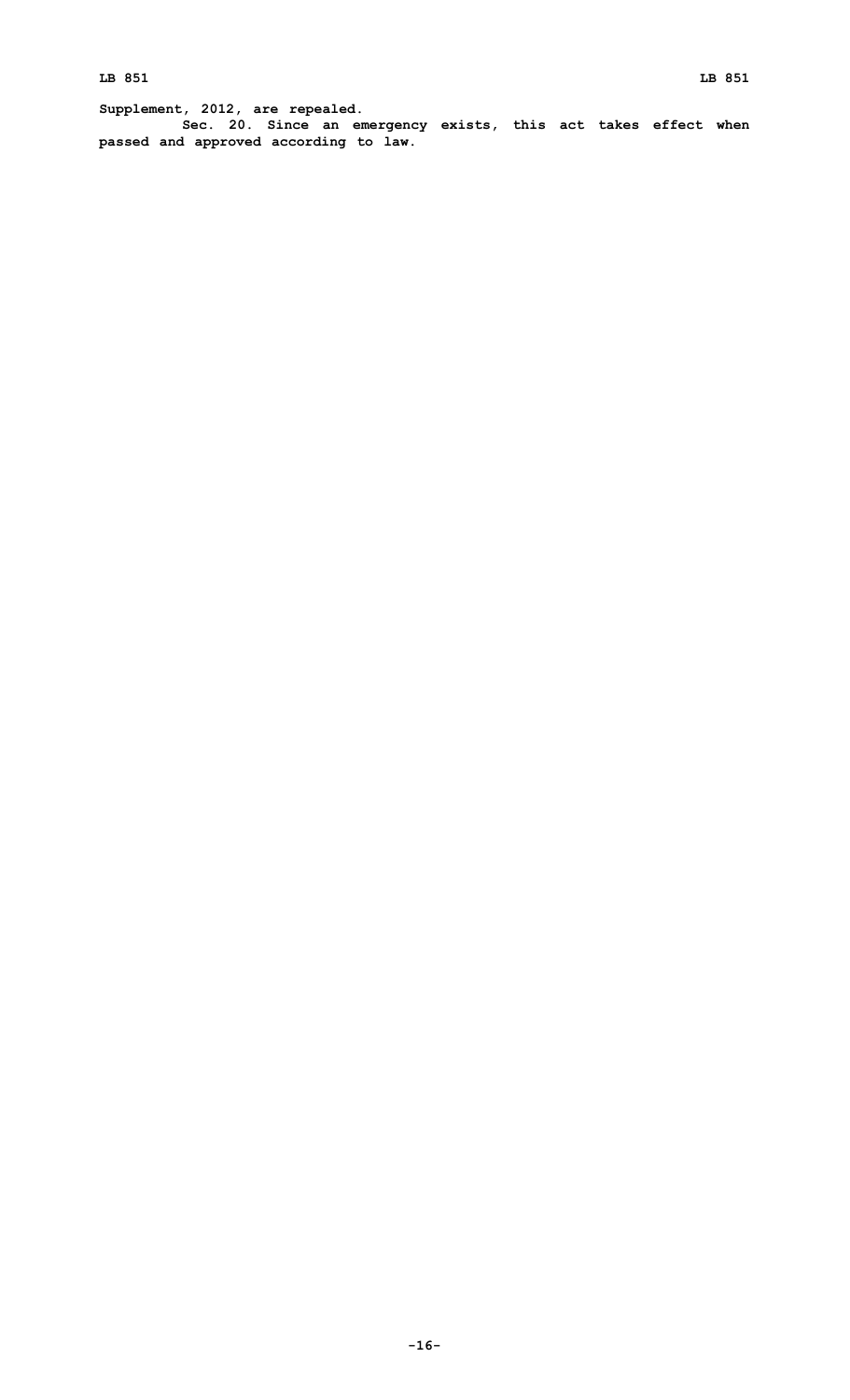**Supplement, 2012, are repealed.**

**Sec. 20. Since an emergency exists, this act takes effect when passed and approved according to law.**